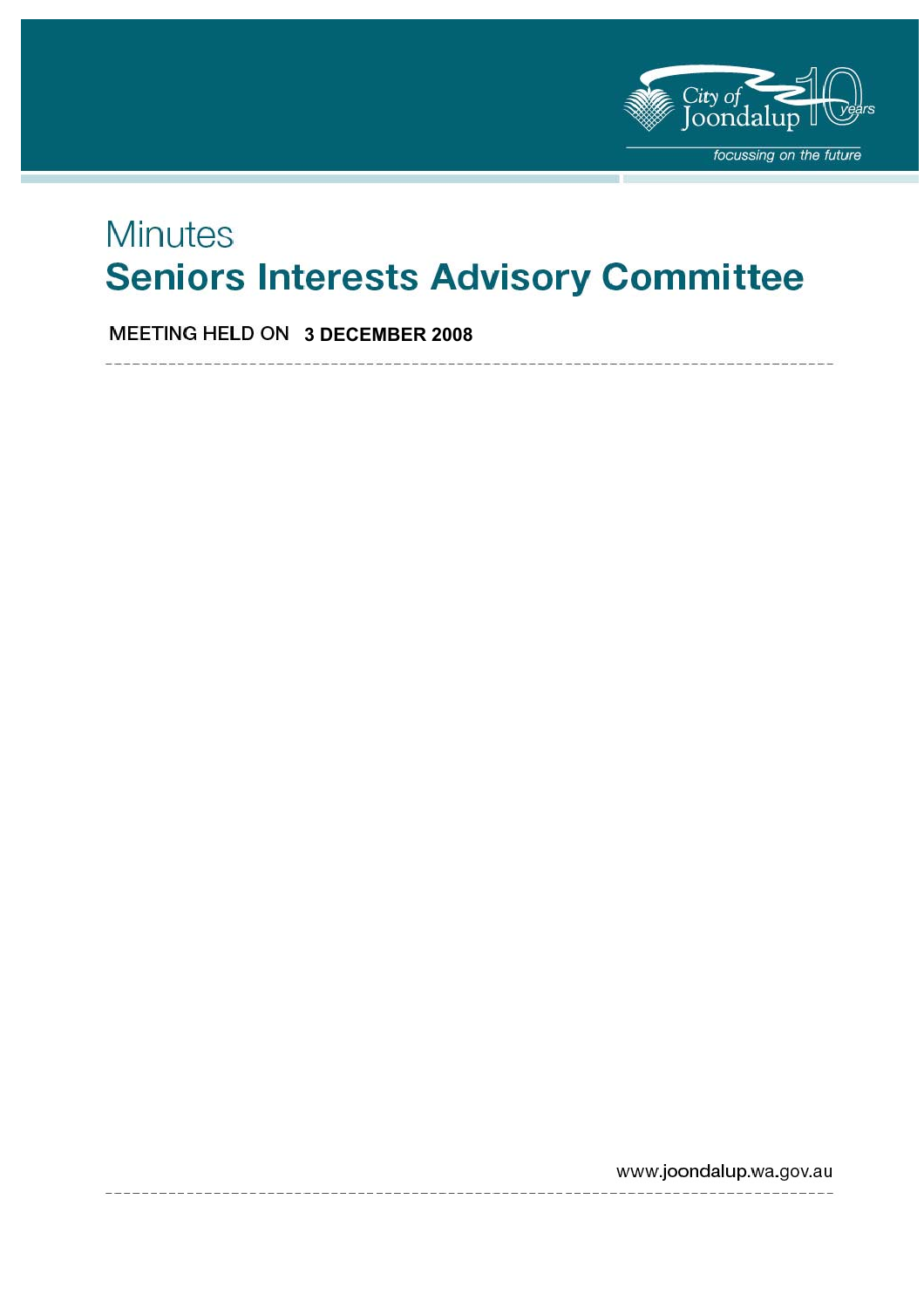City of Joondalup 10 years

focussing on the future

# Minutes

# Seniors Interests Advisory Committee

MEETING HELD ON **3 DECEMBER 2008**

www.joondalup.wa.gov.au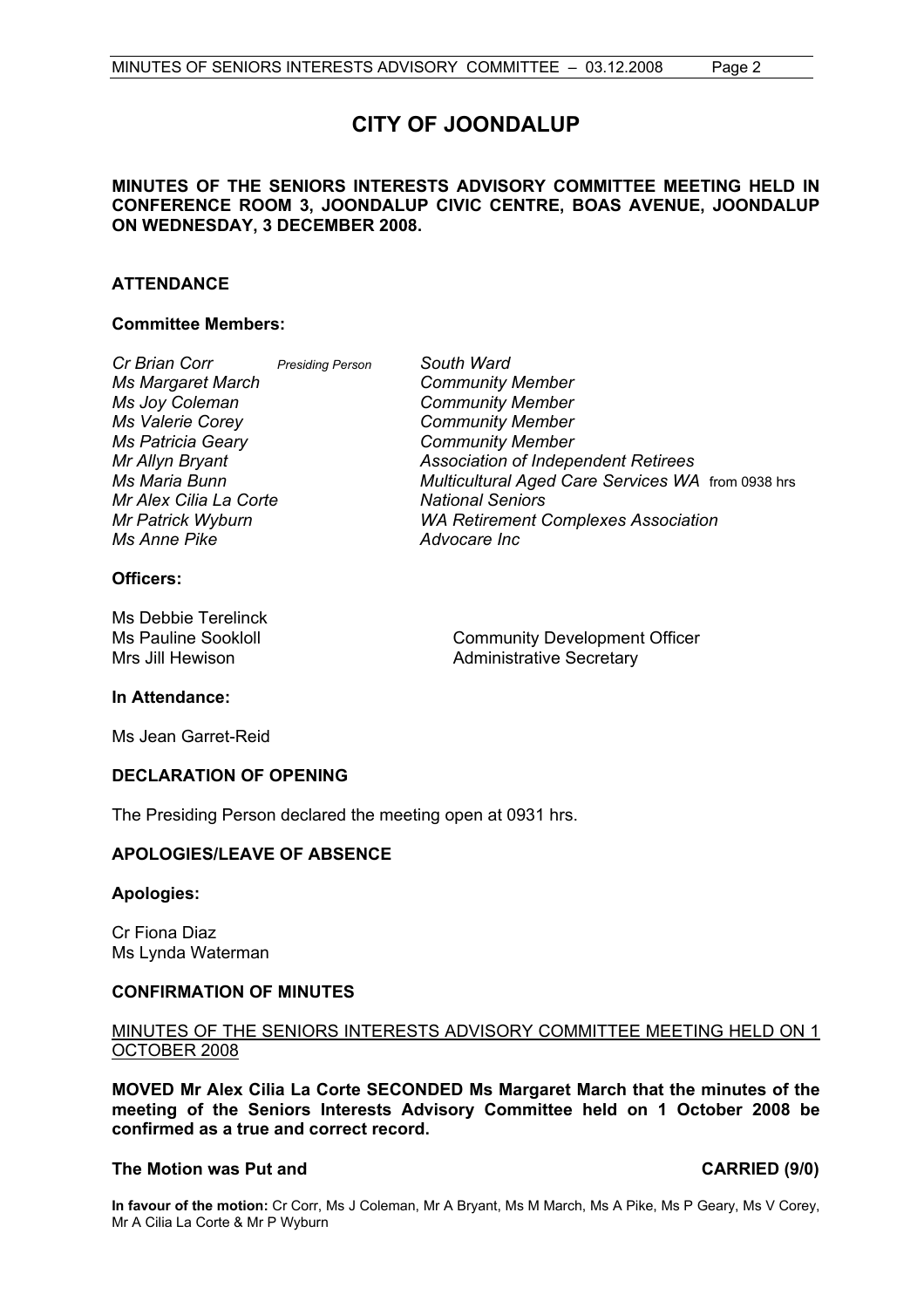# CITY OF JOONDALUP

**MINUTES OF THE SENIORS INTERESTS ADVISORY COMMITTEE MEETING HELD IN CONFERENCE ROOM 3, JOONDALUP CIVIC CENTRE, BOAS AVENUE, JOONDALUP ON WEDNESDAY, 3 DECEMBER 2008.**

## ATTENDANCE

### Committee Members:

| | | |
|---|---|---|
| *Cr Brian Corr* | *Presiding Person* | *South Ward* |
| *Ms Margaret March* | | *Community Member* |
| *Ms Joy Coleman* | | *Community Member* |
| *Ms Valerie Corey* | | *Community Member* |
| *Ms Patricia Geary* | | *Community Member* |
| *Mr Allyn Bryant* | | *Association of Independent Retirees* |
| *Ms Maria Bunn* | | *Multicultural Aged Care Services WA* from 0938 hrs |
| *Mr Alex Cilia La Corte* | | *National Seniors* |
| *Mr Patrick Wyburn* | | *WA Retirement Complexes Association* |
| *Ms Anne Pike* | | *Advocare Inc* |

### Officers:

| | |
|---|---|
| Ms Debbie Terelinck | |
| Ms Pauline Sookloll | Community Development Officer |
| Mrs Jill Hewison | Administrative Secretary |

### In Attendance:

Ms Jean Garret-Reid

## DECLARATION OF OPENING

The Presiding Person declared the meeting open at 0931 hrs.

## APOLOGIES/LEAVE OF ABSENCE

### Apologies:

Cr Fiona Diaz
Ms Lynda Waterman

## CONFIRMATION OF MINUTES

MINUTES OF THE SENIORS INTERESTS ADVISORY COMMITTEE MEETING HELD ON 1 OCTOBER 2008

**MOVED Mr Alex Cilia La Corte SECONDED Ms Margaret March that the minutes of the meeting of the Seniors Interests Advisory Committee held on 1 October 2008 be confirmed as a true and correct record.**

**The Motion was Put and CARRIED (9/0)**

**In favour of the motion:** Cr Corr, Ms J Coleman, Mr A Bryant, Ms M March, Ms A Pike, Ms P Geary, Ms V Corey, Mr A Cilia La Corte & Mr P Wyburn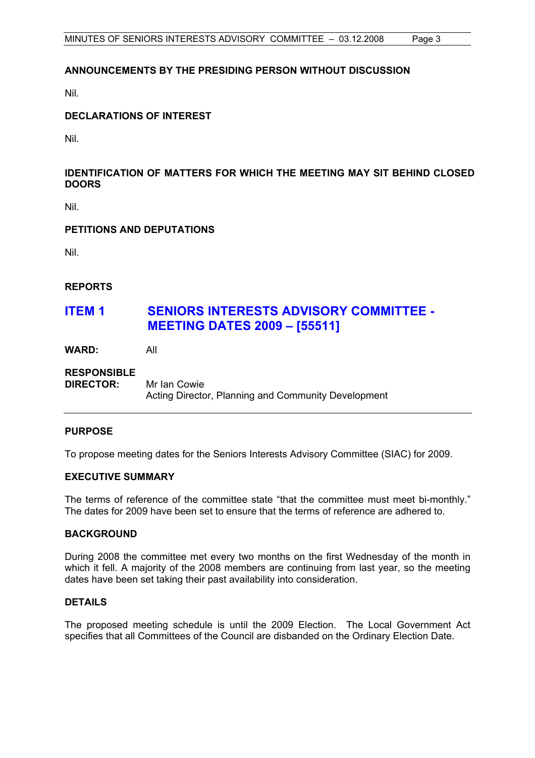**ANNOUNCEMENTS BY THE PRESIDING PERSON WITHOUT DISCUSSION**

Nil.

**DECLARATIONS OF INTEREST**

Nil.

**IDENTIFICATION OF MATTERS FOR WHICH THE MEETING MAY SIT BEHIND CLOSED DOORS**

Nil.

**PETITIONS AND DEPUTATIONS**

Nil.

**REPORTS**

## ITEM 1 SENIORS INTERESTS ADVISORY COMMITTEE - MEETING DATES 2009 – [55511]

**WARD:** All

**RESPONSIBLE DIRECTOR:** Mr Ian Cowie
Acting Director, Planning and Community Development

---

**PURPOSE**

To propose meeting dates for the Seniors Interests Advisory Committee (SIAC) for 2009.

**EXECUTIVE SUMMARY**

The terms of reference of the committee state "that the committee must meet bi-monthly." The dates for 2009 have been set to ensure that the terms of reference are adhered to.

**BACKGROUND**

During 2008 the committee met every two months on the first Wednesday of the month in which it fell. A majority of the 2008 members are continuing from last year, so the meeting dates have been set taking their past availability into consideration.

**DETAILS**

The proposed meeting schedule is until the 2009 Election. The Local Government Act specifies that all Committees of the Council are disbanded on the Ordinary Election Date.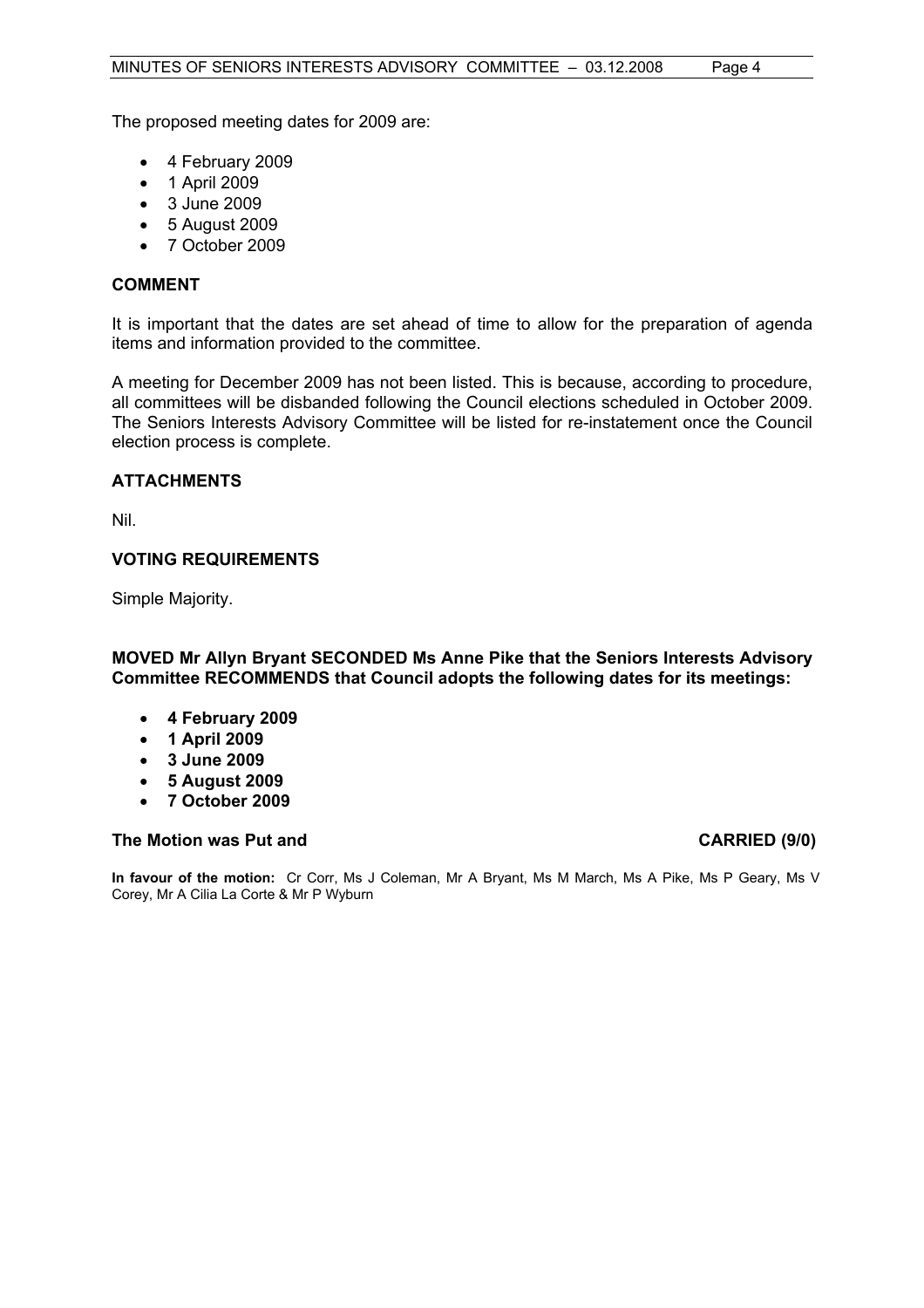The proposed meeting dates for 2009 are:

- 4 February 2009
- 1 April 2009
- 3 June 2009
- 5 August 2009
- 7 October 2009

## COMMENT

It is important that the dates are set ahead of time to allow for the preparation of agenda items and information provided to the committee.

A meeting for December 2009 has not been listed. This is because, according to procedure, all committees will be disbanded following the Council elections scheduled in October 2009. The Seniors Interests Advisory Committee will be listed for re-instatement once the Council election process is complete.

## ATTACHMENTS

Nil.

## VOTING REQUIREMENTS

Simple Majority.

**MOVED Mr Allyn Bryant SECONDED Ms Anne Pike that the Seniors Interests Advisory Committee RECOMMENDS that Council adopts the following dates for its meetings:**

- **4 February 2009**
- **1 April 2009**
- **3 June 2009**
- **5 August 2009**
- **7 October 2009**

**The Motion was Put and CARRIED (9/0)**

**In favour of the motion:** Cr Corr, Ms J Coleman, Mr A Bryant, Ms M March, Ms A Pike, Ms P Geary, Ms V Corey, Mr A Cilia La Corte & Mr P Wyburn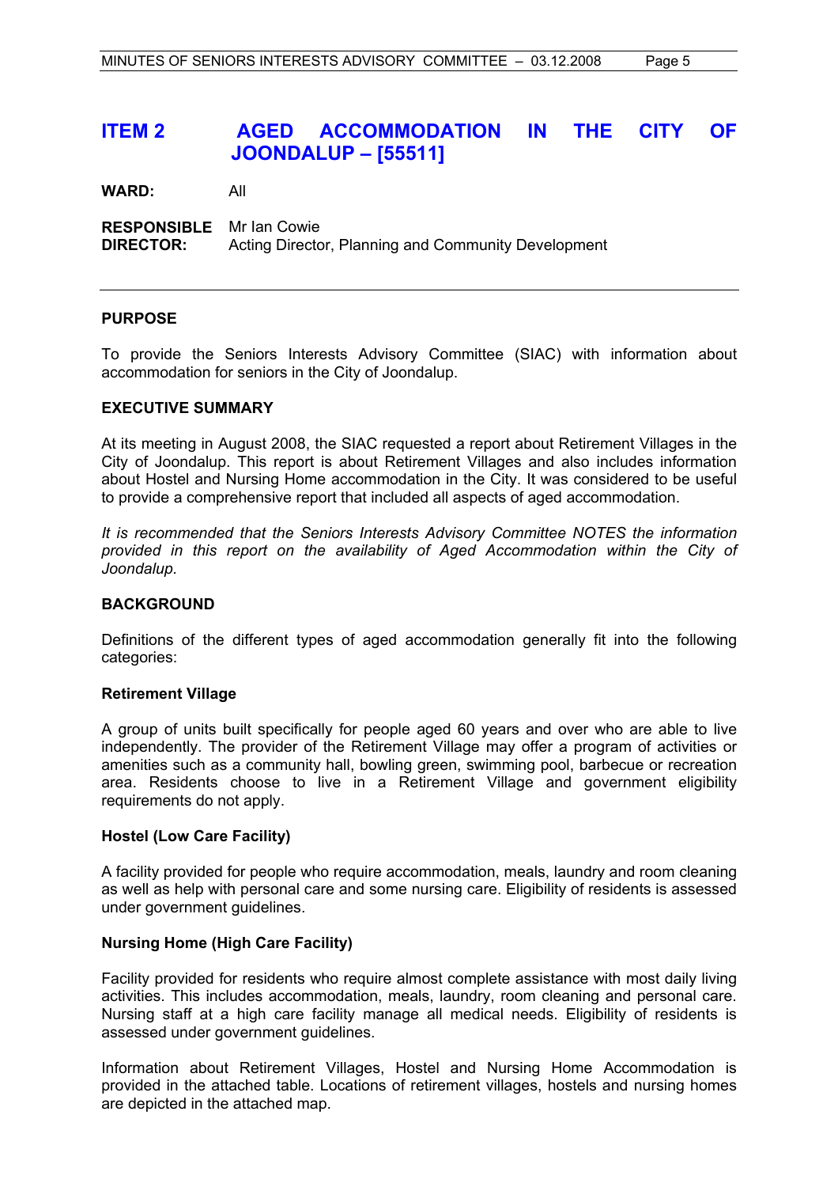## ITEM 2 AGED ACCOMMODATION IN THE CITY OF JOONDALUP – [55511]

**WARD:** All

**RESPONSIBLE DIRECTOR:** Mr Ian Cowie
Acting Director, Planning and Community Development

### PURPOSE

To provide the Seniors Interests Advisory Committee (SIAC) with information about accommodation for seniors in the City of Joondalup.

### EXECUTIVE SUMMARY

At its meeting in August 2008, the SIAC requested a report about Retirement Villages in the City of Joondalup. This report is about Retirement Villages and also includes information about Hostel and Nursing Home accommodation in the City. It was considered to be useful to provide a comprehensive report that included all aspects of aged accommodation.

*It is recommended that the Seniors Interests Advisory Committee NOTES the information provided in this report on the availability of Aged Accommodation within the City of Joondalup.*

### BACKGROUND

Definitions of the different types of aged accommodation generally fit into the following categories:

**Retirement Village**

A group of units built specifically for people aged 60 years and over who are able to live independently. The provider of the Retirement Village may offer a program of activities or amenities such as a community hall, bowling green, swimming pool, barbecue or recreation area. Residents choose to live in a Retirement Village and government eligibility requirements do not apply.

**Hostel (Low Care Facility)**

A facility provided for people who require accommodation, meals, laundry and room cleaning as well as help with personal care and some nursing care. Eligibility of residents is assessed under government guidelines.

**Nursing Home (High Care Facility)**

Facility provided for residents who require almost complete assistance with most daily living activities. This includes accommodation, meals, laundry, room cleaning and personal care. Nursing staff at a high care facility manage all medical needs. Eligibility of residents is assessed under government guidelines.

Information about Retirement Villages, Hostel and Nursing Home Accommodation is provided in the attached table. Locations of retirement villages, hostels and nursing homes are depicted in the attached map.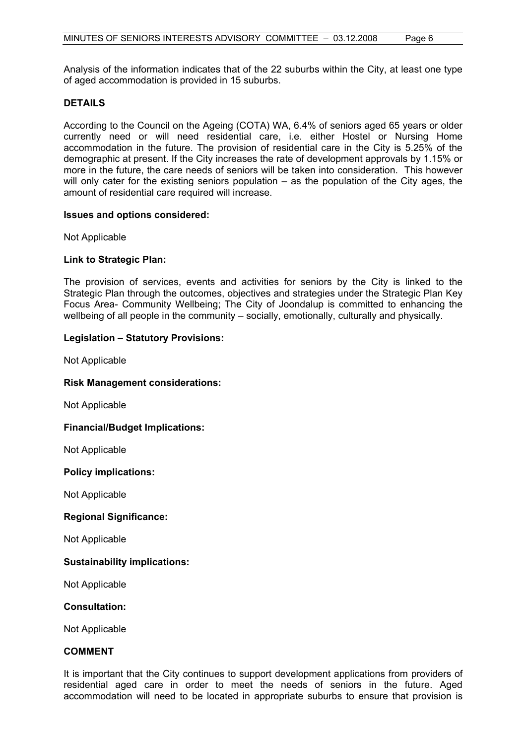Analysis of the information indicates that of the 22 suburbs within the City, at least one type of aged accommodation is provided in 15 suburbs.

**DETAILS**

According to the Council on the Ageing (COTA) WA, 6.4% of seniors aged 65 years or older currently need or will need residential care, i.e. either Hostel or Nursing Home accommodation in the future. The provision of residential care in the City is 5.25% of the demographic at present. If the City increases the rate of development approvals by 1.15% or more in the future, the care needs of seniors will be taken into consideration. This however will only cater for the existing seniors population – as the population of the City ages, the amount of residential care required will increase.

**Issues and options considered:**

Not Applicable

**Link to Strategic Plan:**

The provision of services, events and activities for seniors by the City is linked to the Strategic Plan through the outcomes, objectives and strategies under the Strategic Plan Key Focus Area- Community Wellbeing; The City of Joondalup is committed to enhancing the wellbeing of all people in the community – socially, emotionally, culturally and physically.

**Legislation – Statutory Provisions:**

Not Applicable

**Risk Management considerations:**

Not Applicable

**Financial/Budget Implications:**

Not Applicable

**Policy implications:**

Not Applicable

**Regional Significance:**

Not Applicable

**Sustainability implications:**

Not Applicable

**Consultation:**

Not Applicable

**COMMENT**

It is important that the City continues to support development applications from providers of residential aged care in order to meet the needs of seniors in the future. Aged accommodation will need to be located in appropriate suburbs to ensure that provision is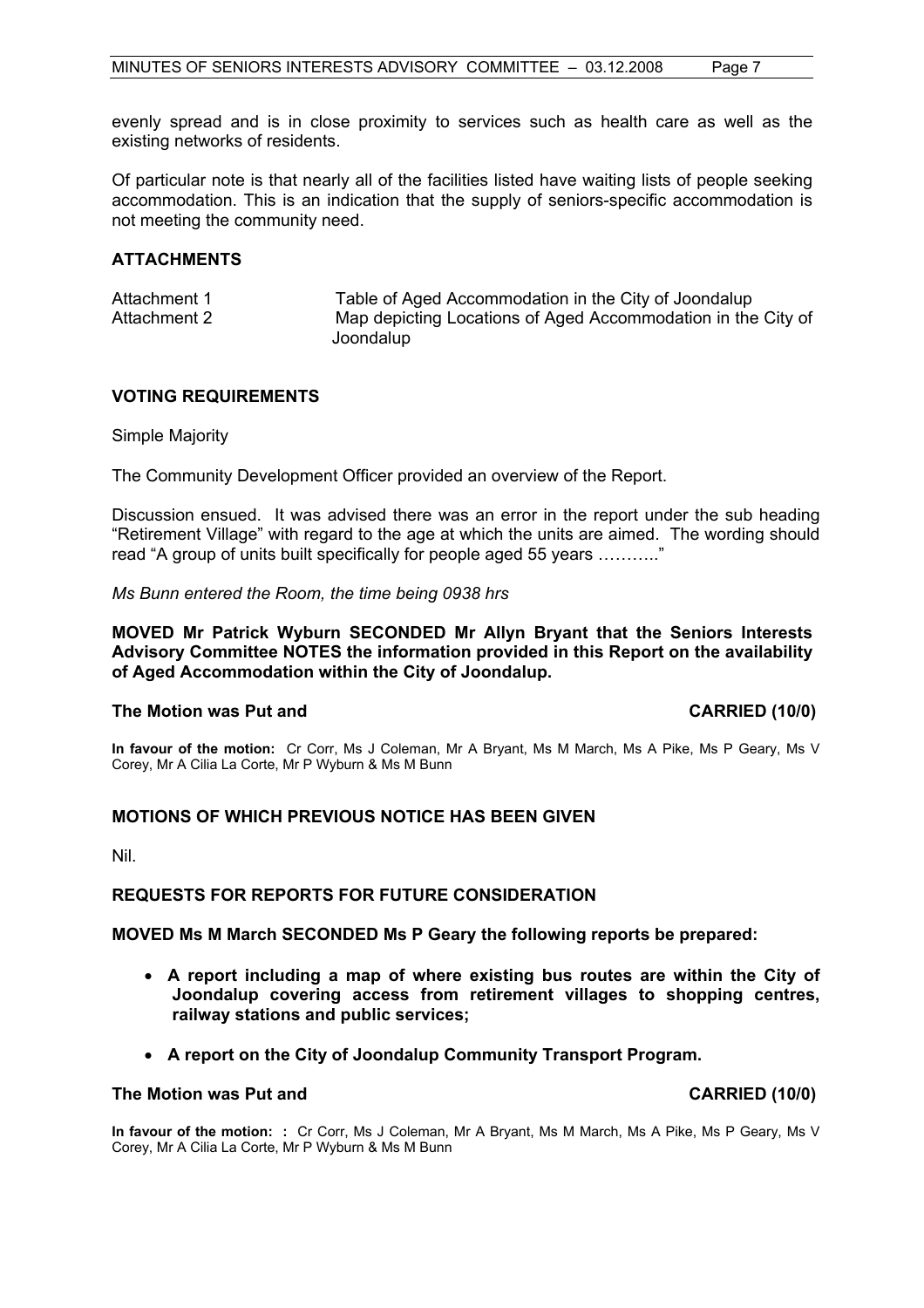evenly spread and is in close proximity to services such as health care as well as the existing networks of residents.

Of particular note is that nearly all of the facilities listed have waiting lists of people seeking accommodation. This is an indication that the supply of seniors-specific accommodation is not meeting the community need.

## ATTACHMENTS

| | |
|---|---|
| Attachment 1 | Table of Aged Accommodation in the City of Joondalup |
| Attachment 2 | Map depicting Locations of Aged Accommodation in the City of Joondalup |

## VOTING REQUIREMENTS

Simple Majority

The Community Development Officer provided an overview of the Report.

Discussion ensued. It was advised there was an error in the report under the sub heading "Retirement Village" with regard to the age at which the units are aimed. The wording should read "A group of units built specifically for people aged 55 years ……….."

*Ms Bunn entered the Room, the time being 0938 hrs*

**MOVED Mr Patrick Wyburn SECONDED Mr Allyn Bryant that the Seniors Interests Advisory Committee NOTES the information provided in this Report on the availability of Aged Accommodation within the City of Joondalup.**

**The Motion was Put and CARRIED (10/0)**

**In favour of the motion:** Cr Corr, Ms J Coleman, Mr A Bryant, Ms M March, Ms A Pike, Ms P Geary, Ms V Corey, Mr A Cilia La Corte, Mr P Wyburn & Ms M Bunn

## MOTIONS OF WHICH PREVIOUS NOTICE HAS BEEN GIVEN

Nil.

## REQUESTS FOR REPORTS FOR FUTURE CONSIDERATION

**MOVED Ms M March SECONDED Ms P Geary the following reports be prepared:**

- **A report including a map of where existing bus routes are within the City of Joondalup covering access from retirement villages to shopping centres, railway stations and public services;**
- **A report on the City of Joondalup Community Transport Program.**

**The Motion was Put and CARRIED (10/0)**

**In favour of the motion: :** Cr Corr, Ms J Coleman, Mr A Bryant, Ms M March, Ms A Pike, Ms P Geary, Ms V Corey, Mr A Cilia La Corte, Mr P Wyburn & Ms M Bunn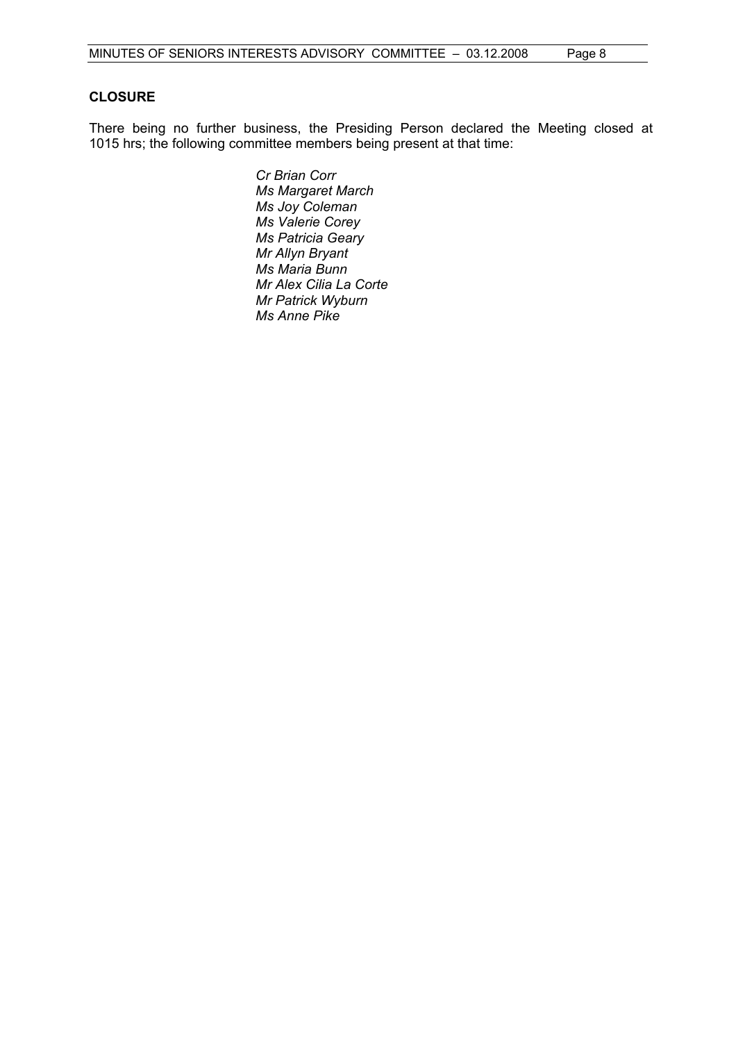## CLOSURE

There being no further business, the Presiding Person declared the Meeting closed at 1015 hrs; the following committee members being present at that time:

*Cr Brian Corr*
*Ms Margaret March*
*Ms Joy Coleman*
*Ms Valerie Corey*
*Ms Patricia Geary*
*Mr Allyn Bryant*
*Ms Maria Bunn*
*Mr Alex Cilia La Corte*
*Mr Patrick Wyburn*
*Ms Anne Pike*